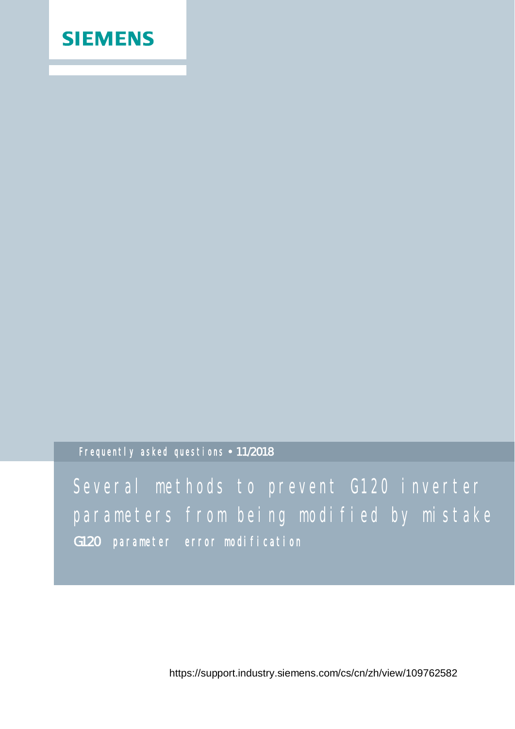SIEMENS

Frequently asked questions • 11/2018

# Several methods to prevent G120 inverter parameters from being modified by mistake

G120 parameter error modification

https://support.industry.siemens.com/cs/cn/zh/view/109762582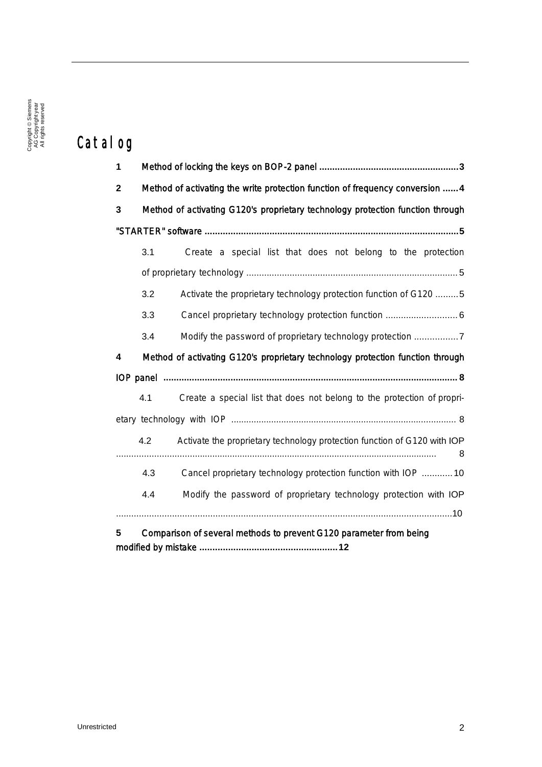# Catalog

1 Method of locking the keys on BOP-2 panel ......................................................3

2 Method of activating the write protection function of frequency conversion ......4

3 Method of activating G120's proprietary technology protection function through "STARTER" software .................................................................................................5

- 3.1 Create a special list that does not belong to the protection of proprietary technology ..................................................................................5
- 3.2 Activate the proprietary technology protection function of G120 .........5
- 3.3 Cancel proprietary technology protection function ............................6
- 3.4 Modify the password of proprietary technology protection .................7

4 Method of activating G120's proprietary technology protection function through IOP panel ................................................................................................................8

- 4.1 Create a special list that does not belong to the protection of proprietary technology with IOP ........................................................................................ 8
- 4.2 Activate the proprietary technology protection function of G120 with IOP ............................................................................................................................. 8
- 4.3 Cancel proprietary technology protection function with IOP ............10
- 4.4 Modify the password of proprietary technology protection with IOP ..................................................................................................................................10

5 Comparison of several methods to prevent G120 parameter from being modified by mistake .....................................................12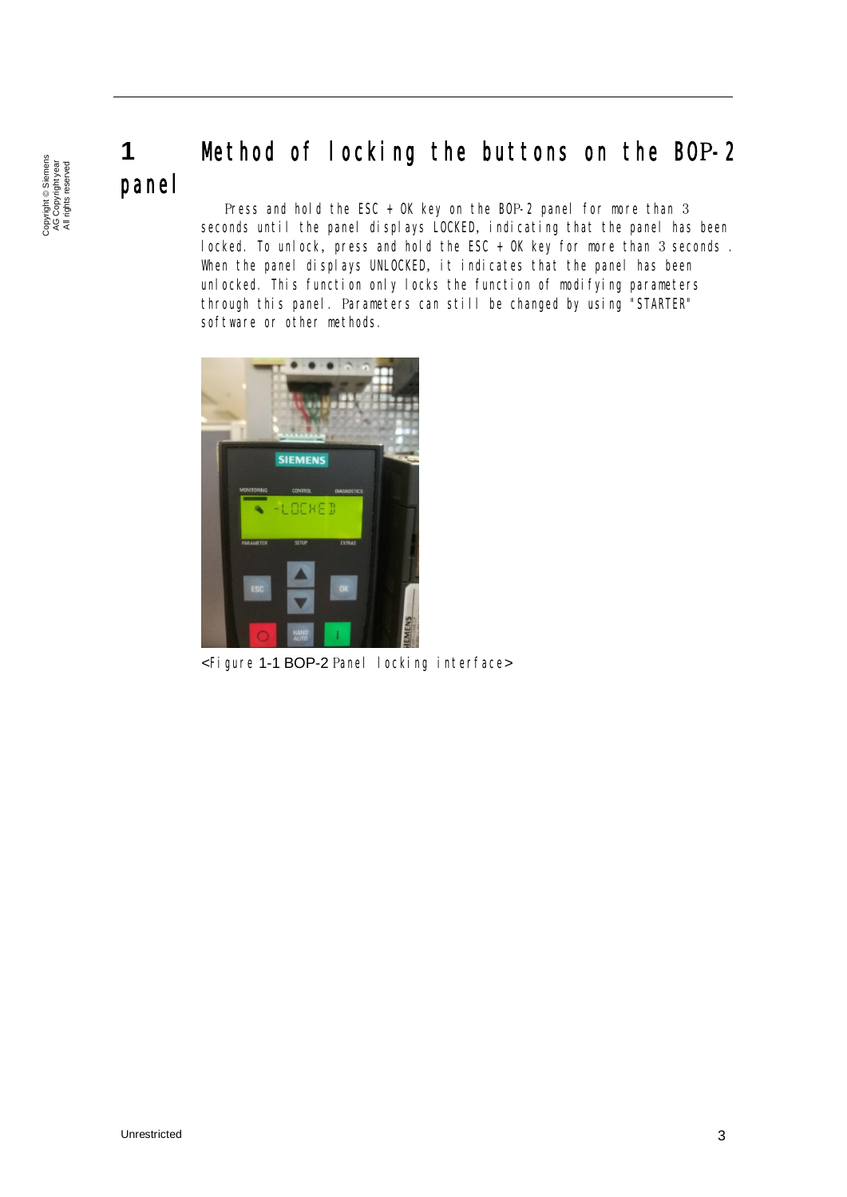# 1 Method of locking the buttons on the BOP-2 panel

Press and hold the ESC + OK key on the BOP-2 panel for more than 3 seconds until the panel displays LOCKED, indicating that the panel has been locked. To unlock, press and hold the ESC + OK key for more than 3 seconds . When the panel displays UNLOCKED, it indicates that the panel has been unlocked. This function only locks the function of modifying parameters through this panel. Parameters can still be changed by using "STARTER" software or other methods.

<Figure 1-1 BOP-2 Panel locking interface>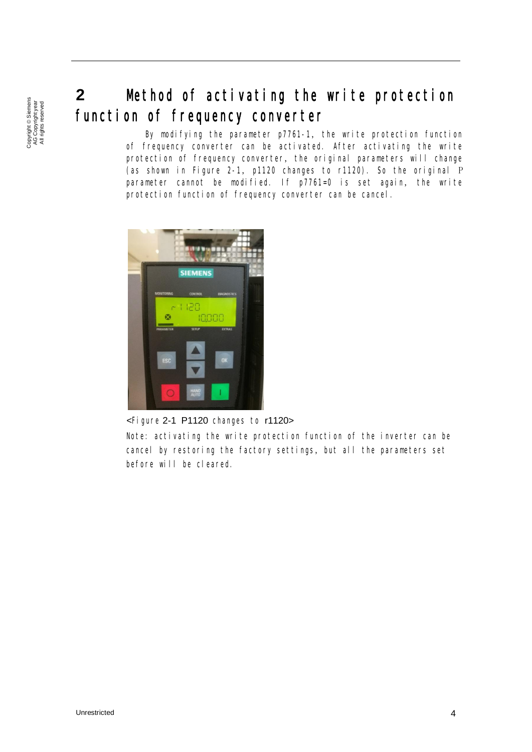# 2 Method of activating the write protection function of frequency converter

By modifying the parameter p7761-1, the write protection function of frequency converter can be activated. After activating the write protection of frequency converter, the original parameters will change (as shown in Figure 2-1, p1120 changes to r1120). So the original P parameter cannot be modified. If p7761=0 is set again, the write protection function of frequency converter can be cancel.

<Figure 2-1 P1120 changes to r1120>

Note: activating the write protection function of the inverter can be cancel by restoring the factory settings, but all the parameters set before will be cleared.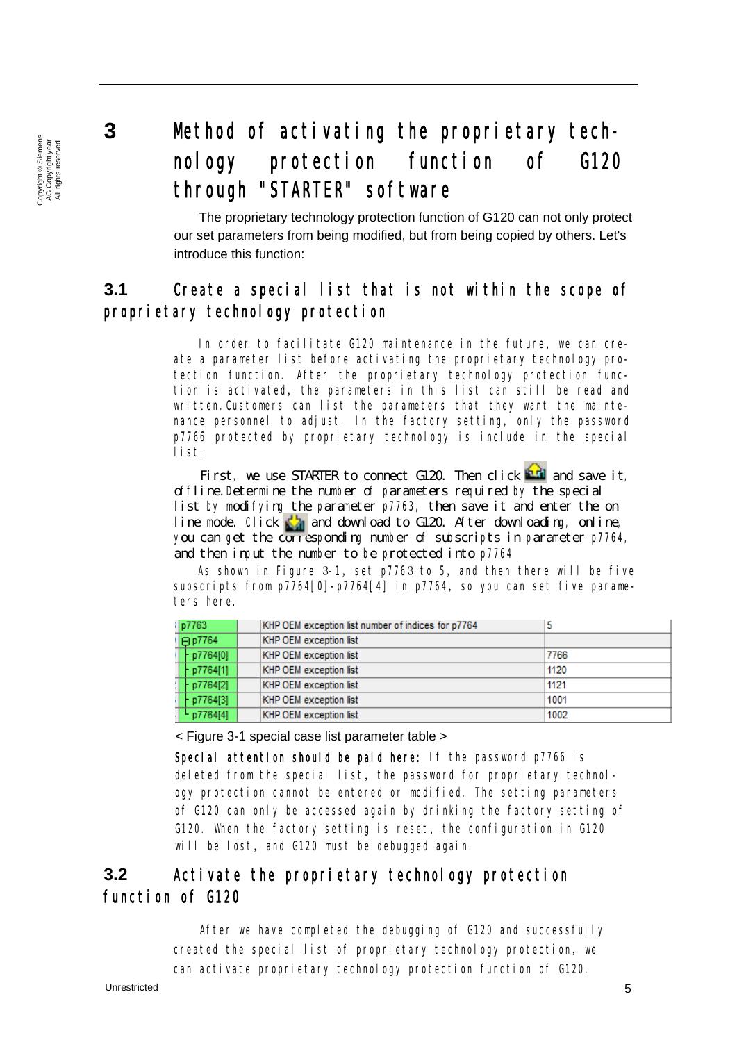# 3 Method of activating the proprietary technology protection function of G120 through "STARTER" software

The proprietary technology protection function of G120 can not only protect our set parameters from being modified, but from being copied by others. Let's introduce this function:

## 3.1 Create a special list that is not within the scope of proprietary technology protection

In order to facilitate G120 maintenance in the future, we can create a parameter list before activating the proprietary technology protection function. After the proprietary technology protection function is activated, the parameters in this list can still be read and written. Customers can list the parameters that they want the maintenance personnel to adjust. In the factory setting, only the password p7766 protected by proprietary technology is include in the special list.

First, we use STARTER to connect G120. Then click and save it, offline. Determine the number of parameters required by the special list by modifying the parameter p7763, then save it and enter the on line mode. Click and download to G120. After downloading, online, you can get the corresponding number of subscripts in parameter p7764, and then input the number to be protected into p7764

As shown in Figure 3-1, set p7763 to 5, and then there will be five subscripts from p7764[0]-p7764[4] in p7764, so you can set five parameters here.

| Parameter | Description | Value |
|---|---|---|
| p7763 | KHP OEM exception list number of indices for p7764 | 5 |
| p7764 | KHP OEM exception list | |
| p7764[0] | KHP OEM exception list | 7766 |
| p7764[1] | KHP OEM exception list | 1120 |
| p7764[2] | KHP OEM exception list | 1121 |
| p7764[3] | KHP OEM exception list | 1001 |
| p7764[4] | KHP OEM exception list | 1002 |

< Figure 3-1 special case list parameter table >

**Special attention should be paid here:** If the password p7766 is deleted from the special list, the password for proprietary technology protection cannot be entered or modified. The setting parameters of G120 can only be accessed again by drinking the factory setting of G120. When the factory setting is reset, the configuration in G120 will be lost, and G120 must be debugged again.

## 3.2 Activate the proprietary technology protection function of G120

After we have completed the debugging of G120 and successfully created the special list of proprietary technology protection, we can activate proprietary technology protection function of G120.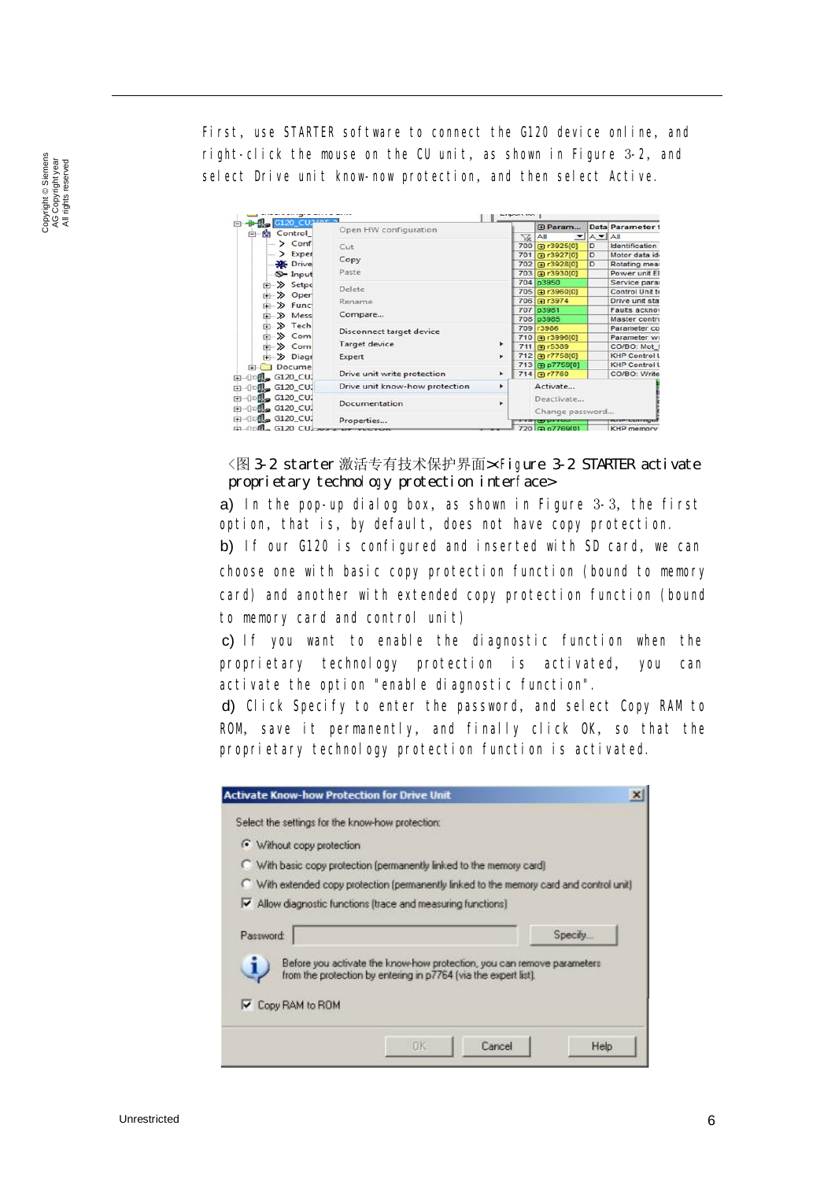First, use STARTER software to connect the G120 device online, and right-click the mouse on the CU unit, as shown in Figure 3-2, and select Drive unit know-now protection, and then select Active.

<图 3-2 starter 激活专有技术保护界面><Figure 3-2 STARTER activate proprietary technology protection interface>

a) In the pop-up dialog box, as shown in Figure 3-3, the first option, that is, by default, does not have copy protection.

b) If our G120 is configured and inserted with SD card, we can choose one with basic copy protection function (bound to memory card) and another with extended copy protection function (bound to memory card and control unit)

c) If you want to enable the diagnostic function when the proprietary technology protection is activated, you can activate the option "enable diagnostic function".

d) Click Specify to enter the password, and select Copy RAM to ROM, save it permanently, and finally click OK, so that the proprietary technology protection function is activated.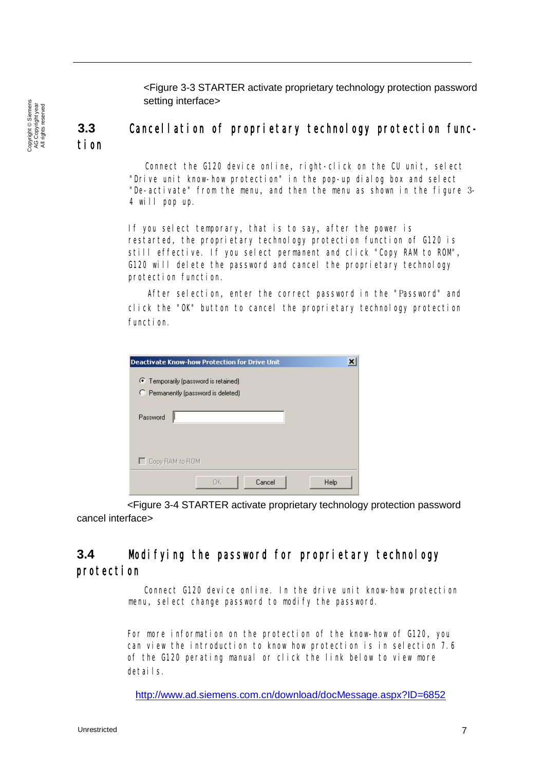<Figure 3-3 STARTER activate proprietary technology protection password setting interface>

## 3.3 Cancellation of proprietary technology protection function

Connect the G120 device online, right-click on the CU unit, select "Drive unit know-how protection" in the pop-up dialog box and select "De-activate" from the menu, and then the menu as shown in the figure 3-4 will pop up.

If you select temporary, that is to say, after the power is restarted, the proprietary technology protection function of G120 is still effective. If you select permanent and click "Copy RAM to ROM", G120 will delete the password and cancel the proprietary technology protection function.

After selection, enter the correct password in the "Password" and click the "OK" button to cancel the proprietary technology protection function.

Deactivate Know-how Protection for Drive Unit

- Temporarily (password is retained)
- Permanently (password is deleted)

Password

Copy RAM to ROM

OK | Cancel | Help

<Figure 3-4 STARTER activate proprietary technology protection password cancel interface>

## 3.4 Modifying the password for proprietary technology protection

Connect G120 device online. In the drive unit know-how protection menu, select change password to modify the password.

For more information on the protection of the know-how of G120, you can view the introduction to know how protection is in selection 7.6 of the G120 perating manual or click the link below to view more details.

http://www.ad.siemens.com.cn/download/docMessage.aspx?ID=6852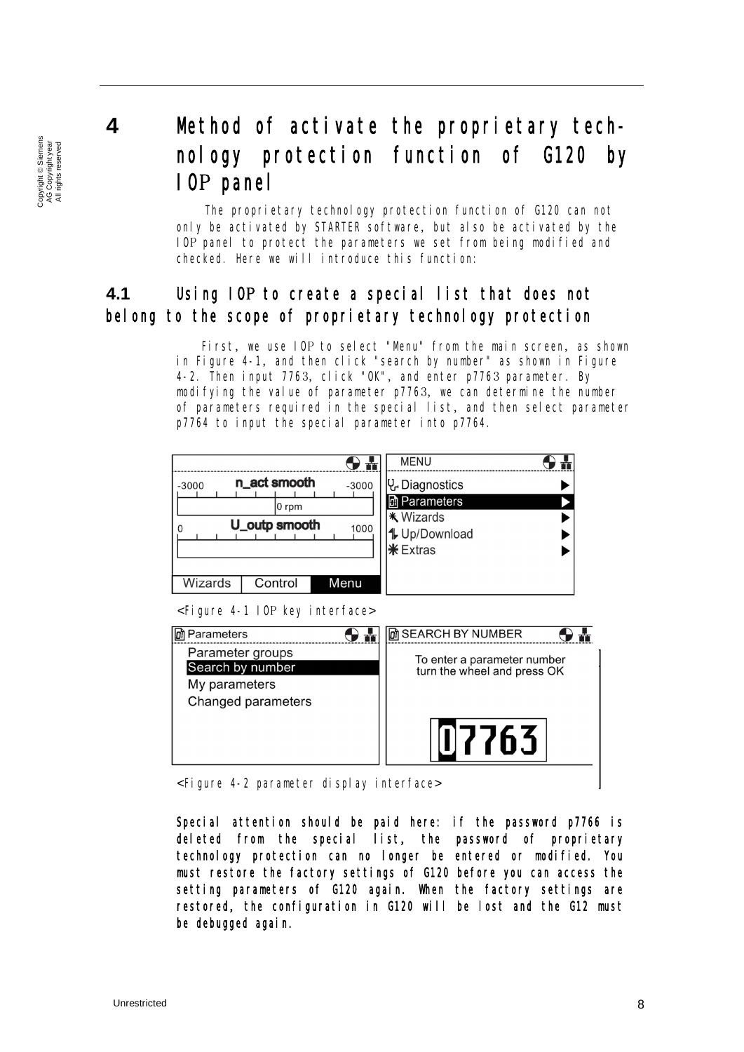# 4 Method of activate the proprietary technology protection function of G120 by IOP panel

The proprietary technology protection function of G120 can not only be activated by STARTER software, but also be activated by the IOP panel to protect the parameters we set from being modified and checked. Here we will introduce this function:

## 4.1 Using IOP to create a special list that does not belong to the scope of proprietary technology protection

First, we use IOP to select "Menu" from the main screen, as shown in Figure 4-1, and then click "search by number" as shown in Figure 4-2. Then input 7763, click "OK", and enter p7763 parameter. By modifying the value of parameter p7763, we can determine the number of parameters required in the special list, and then select parameter p7764 to input the special parameter into p7764.

<Figure 4-1 IOP key interface>

<Figure 4-2 parameter display interface>

**Special attention should be paid here: if the password p7766 is deleted from the special list, the password of proprietary technology protection can no longer be entered or modified. You must restore the factory settings of G120 before you can access the setting parameters of G120 again. When the factory settings are restored, the configuration in G120 will be lost and the G12 must be debugged again.**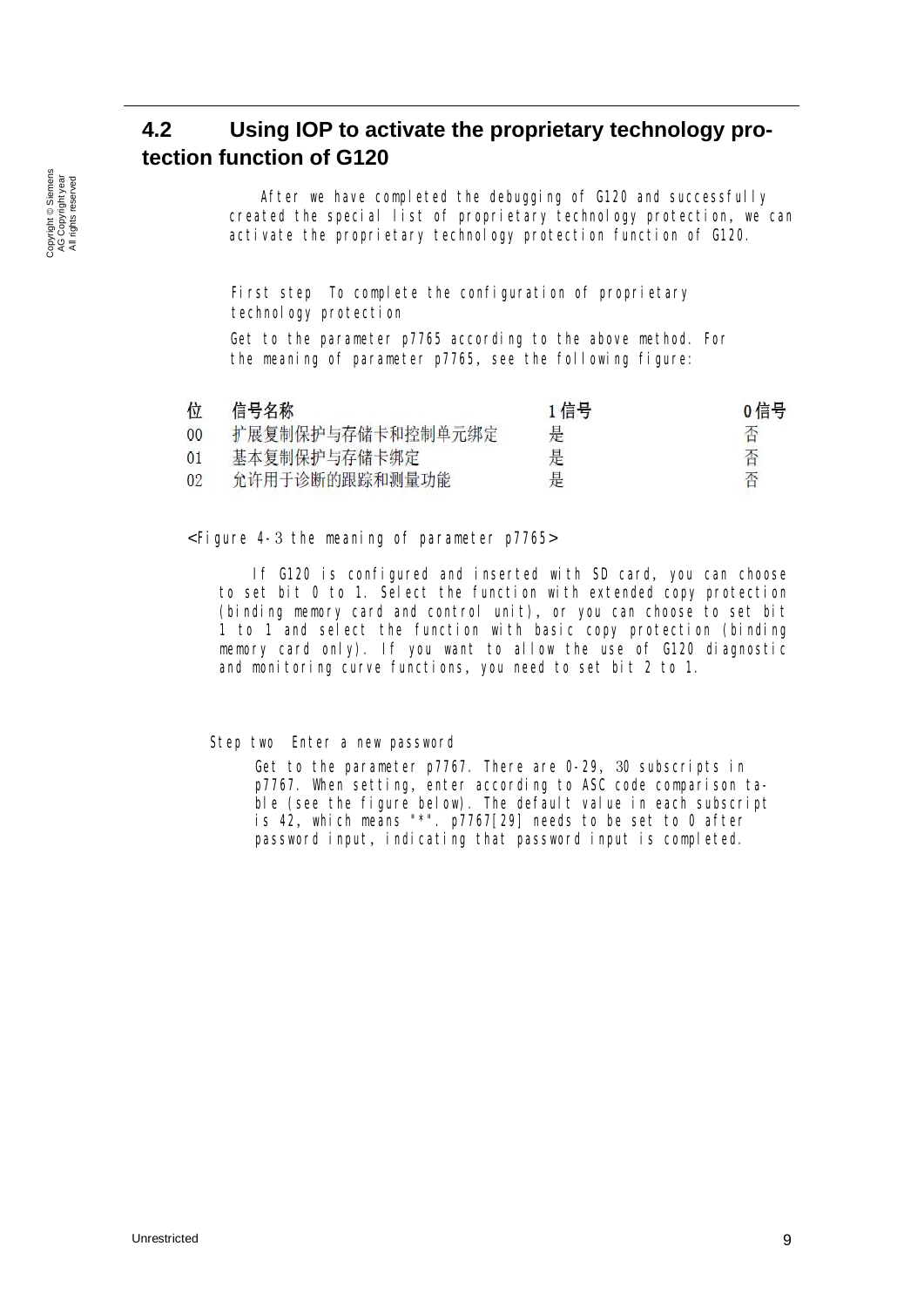## 4.2 Using IOP to activate the proprietary technology protection function of G120

After we have completed the debugging of G120 and successfully created the special list of proprietary technology protection, we can activate the proprietary technology protection function of G120.

First step To complete the configuration of proprietary technology protection

Get to the parameter p7765 according to the above method. For the meaning of parameter p7765, see the following figure:

| 位 | 信号名称 | 1 信号 | 0 信号 |
|---|---|---|---|
| 00 | 扩展复制保护与存储卡和控制单元绑定 | 是 | 否 |
| 01 | 基本复制保护与存储卡绑定 | 是 | 否 |
| 02 | 允许用于诊断的跟踪和测量功能 | 是 | 否 |

<Figure 4-3 the meaning of parameter p7765>

If G120 is configured and inserted with SD card, you can choose to set bit 0 to 1. Select the function with extended copy protection (binding memory card and control unit), or you can choose to set bit 1 to 1 and select the function with basic copy protection (binding memory card only). If you want to allow the use of G120 diagnostic and monitoring curve functions, you need to set bit 2 to 1.

Step two Enter a new password

Get to the parameter p7767. There are 0-29, 30 subscripts in p7767. When setting, enter according to ASC code comparison table (see the figure below). The default value in each subscript is 42, which means "*". p7767[29] needs to be set to 0 after password input, indicating that password input is completed.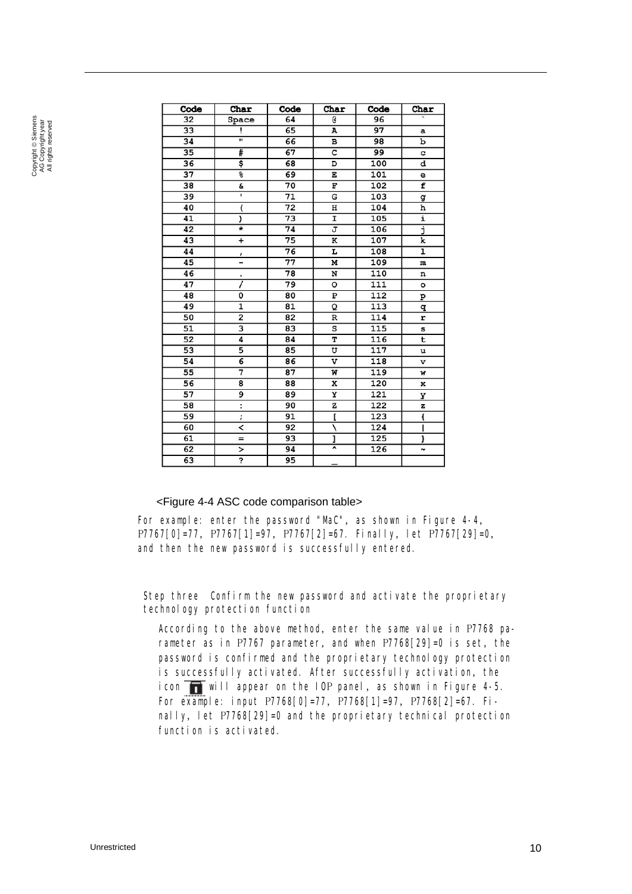| Code | Char | Code | Char | Code | Char |
|---|---|---|---|---|---|
| 32 | Space | 64 | @ | 96 | ` |
| 33 | ! | 65 | A | 97 | a |
| 34 | " | 66 | B | 98 | b |
| 35 | # | 67 | C | 99 | c |
| 36 | $ | 68 | D | 100 | d |
| 37 | % | 69 | E | 101 | e |
| 38 | & | 70 | F | 102 | f |
| 39 | ' | 71 | G | 103 | g |
| 40 | ( | 72 | H | 104 | h |
| 41 | ) | 73 | I | 105 | i |
| 42 | * | 74 | J | 106 | j |
| 43 | + | 75 | K | 107 | k |
| 44 | , | 76 | L | 108 | l |
| 45 | - | 77 | M | 109 | m |
| 46 | . | 78 | N | 110 | n |
| 47 | / | 79 | O | 111 | o |
| 48 | 0 | 80 | P | 112 | p |
| 49 | 1 | 81 | Q | 113 | q |
| 50 | 2 | 82 | R | 114 | r |
| 51 | 3 | 83 | S | 115 | s |
| 52 | 4 | 84 | T | 116 | t |
| 53 | 5 | 85 | U | 117 | u |
| 54 | 6 | 86 | V | 118 | v |
| 55 | 7 | 87 | W | 119 | w |
| 56 | 8 | 88 | X | 120 | x |
| 57 | 9 | 89 | Y | 121 | y |
| 58 | : | 90 | Z | 122 | z |
| 59 | ; | 91 | [ | 123 | { |
| 60 | < | 92 | \ | 124 | \| |
| 61 | = | 93 | ] | 125 | } |
| 62 | > | 94 | ^ | 126 | ~ |
| 63 | ? | 95 | _ | | |

<Figure 4-4 ASC code comparison table>

For example: enter the password "MaC", as shown in Figure 4-4, P7767[0]=77, P7767[1]=97, P7767[2]=67. Finally, let P7767[29]=0, and then the new password is successfully entered.

Step three  Confirm the new password and activate the proprietary technology protection function

According to the above method, enter the same value in P7768 parameter as in P7767 parameter, and when P7768[29]=0 is set, the password is confirmed and the proprietary technology protection is successfully activated. After successfully activation, the icon will appear on the IOP panel, as shown in Figure 4-5. For example: input P7768[0]=77, P7768[1]=97, P7768[2]=67. Finally, let P7768[29]=0 and the proprietary technical protection function is activated.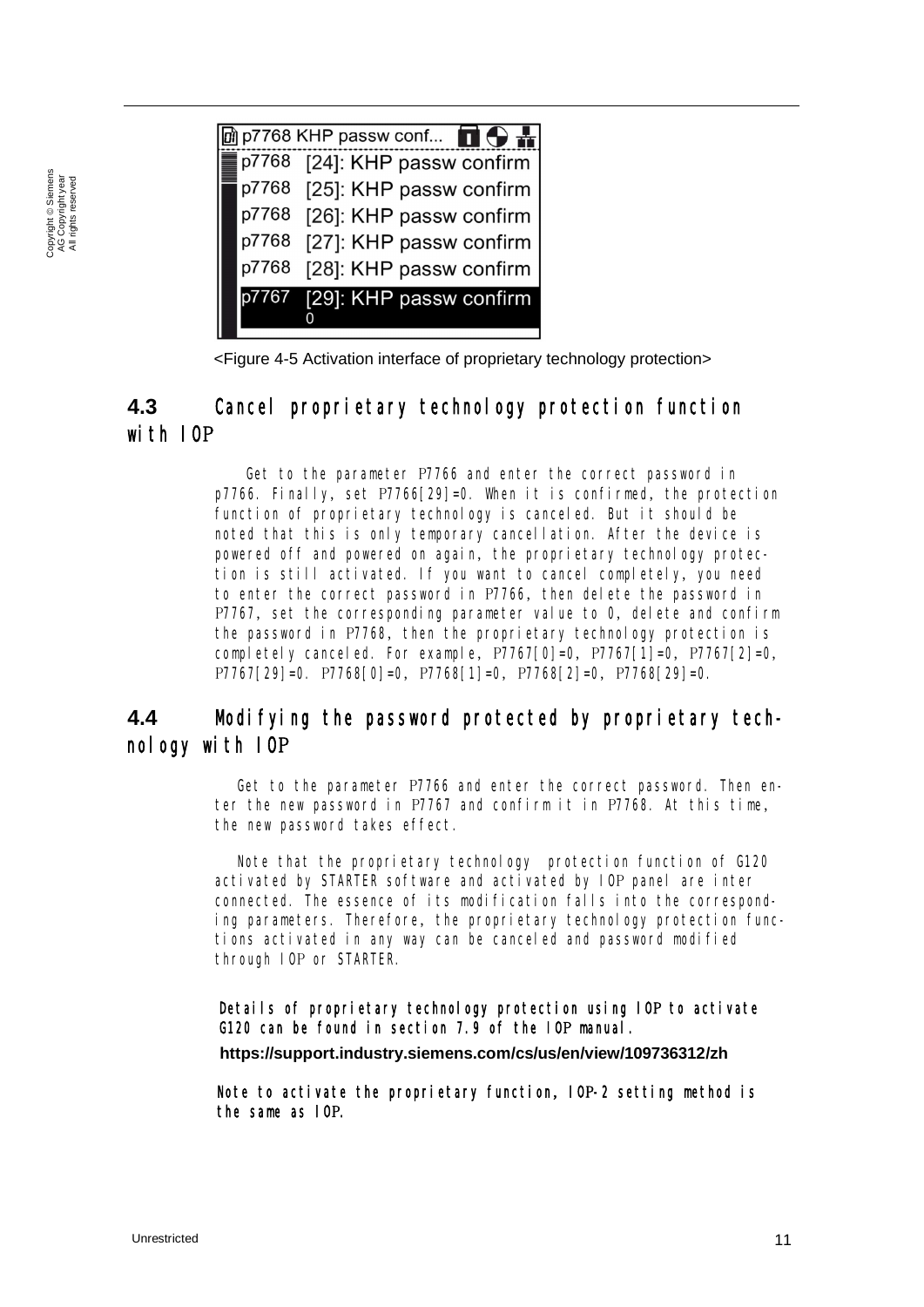p7768 KHP passw conf...

p7768 [24]: KHP passw confirm
p7768 [25]: KHP passw confirm
p7768 [26]: KHP passw confirm
p7768 [27]: KHP passw confirm
p7768 [28]: KHP passw confirm
p7767 [29]: KHP passw confirm
0

<Figure 4-5 Activation interface of proprietary technology protection>

## 4.3 Cancel proprietary technology protection function with IOP

Get to the parameter P7766 and enter the correct password in p7766. Finally, set P7766[29]=0. When it is confirmed, the protection function of proprietary technology is canceled. But it should be noted that this is only temporary cancellation. After the device is powered off and powered on again, the proprietary technology protection is still activated. If you want to cancel completely, you need to enter the correct password in P7766, then delete the password in P7767, set the corresponding parameter value to 0, delete and confirm the password in P7768, then the proprietary technology protection is completely canceled. For example, P7767[0]=0, P7767[1]=0, P7767[2]=0, P7767[29]=0. P7768[0]=0, P7768[1]=0, P7768[2]=0, P7768[29]=0.

## 4.4 Modifying the password protected by proprietary technology with IOP

Get to the parameter P7766 and enter the correct password. Then enter the new password in P7767 and confirm it in P7768. At this time, the new password takes effect.

Note that the proprietary technology protection function of G120 activated by STARTER software and activated by IOP panel are inter connected. The essence of its modification falls into the corresponding parameters. Therefore, the proprietary technology protection functions activated in any way can be canceled and password modified through IOP or STARTER.

**Details of proprietary technology protection using IOP to activate G120 can be found in section 7.9 of the IOP manual.**

**https://support.industry.siemens.com/cs/us/en/view/109736312/zh**

**Note to activate the proprietary function, IOP-2 setting method is the same as IOP.**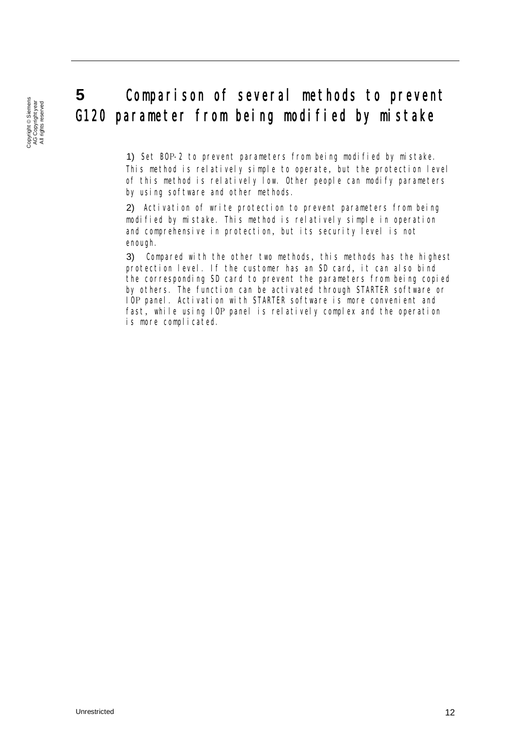# 5 Comparison of several methods to prevent G120 parameter from being modified by mistake

1) Set BOP-2 to prevent parameters from being modified by mistake. This method is relatively simple to operate, but the protection level of this method is relatively low. Other people can modify parameters by using software and other methods.

2) Activation of write protection to prevent parameters from being modified by mistake. This method is relatively simple in operation and comprehensive in protection, but its security level is not enough.

3) Compared with the other two methods, this methods has the highest protection level. If the customer has an SD card, it can also bind the corresponding SD card to prevent the parameters from being copied by others. The function can be activated through STARTER software or IOP panel. Activation with STARTER software is more convenient and fast, while using IOP panel is relatively complex and the operation is more complicated.